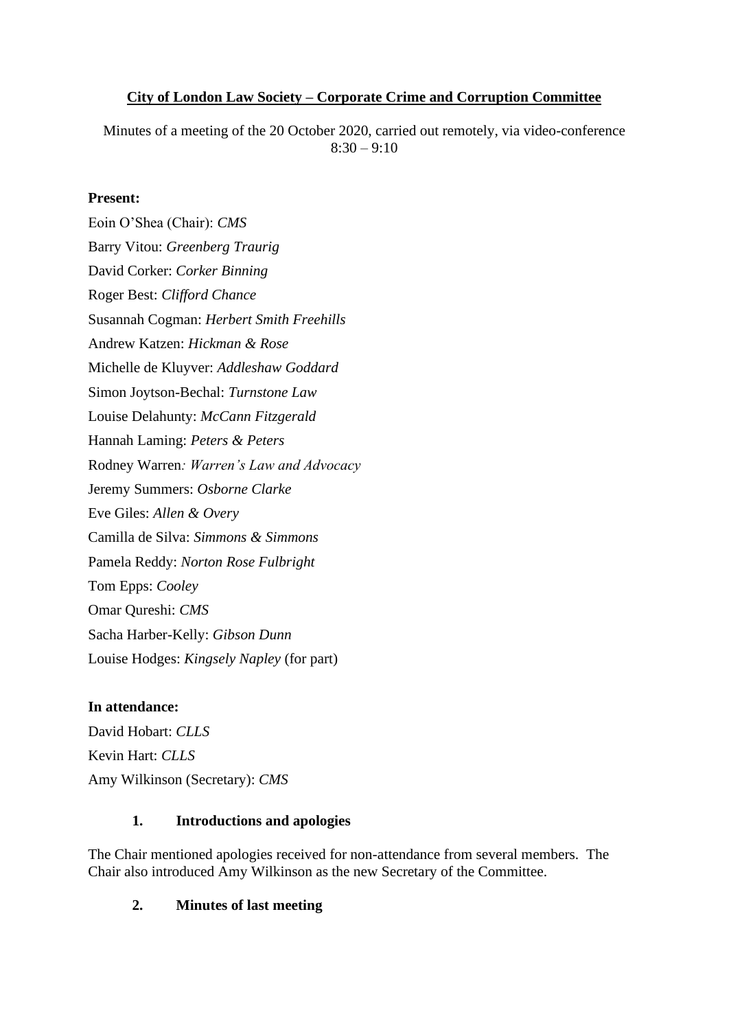**City of London Law Society – Corporate Crime and Corruption Committee**

Minutes of a meeting of the 20 October 2020, carried out remotely, via video-conference
8:30 – 9:10

**Present:**

Eoin O'Shea (Chair): *CMS*
Barry Vitou: *Greenberg Traurig*
David Corker: *Corker Binning*
Roger Best: *Clifford Chance*
Susannah Cogman: *Herbert Smith Freehills*
Andrew Katzen: *Hickman & Rose*
Michelle de Kluyver: *Addleshaw Goddard*
Simon Joytson-Bechal: *Turnstone Law*
Louise Delahunty: *McCann Fitzgerald*
Hannah Laming: *Peters & Peters*
Rodney Warren*: Warren's Law and Advocacy*
Jeremy Summers: *Osborne Clarke*
Eve Giles: *Allen & Overy*
Camilla de Silva: *Simmons & Simmons*
Pamela Reddy: *Norton Rose Fulbright*
Tom Epps: *Cooley*
Omar Qureshi: *CMS*
Sacha Harber-Kelly: *Gibson Dunn*
Louise Hodges: *Kingsely Napley* (for part)

**In attendance:**

David Hobart: *CLLS*
Kevin Hart: *CLLS*
Amy Wilkinson (Secretary): *CMS*

**1. Introductions and apologies**

The Chair mentioned apologies received for non-attendance from several members. The Chair also introduced Amy Wilkinson as the new Secretary of the Committee.

**2. Minutes of last meeting**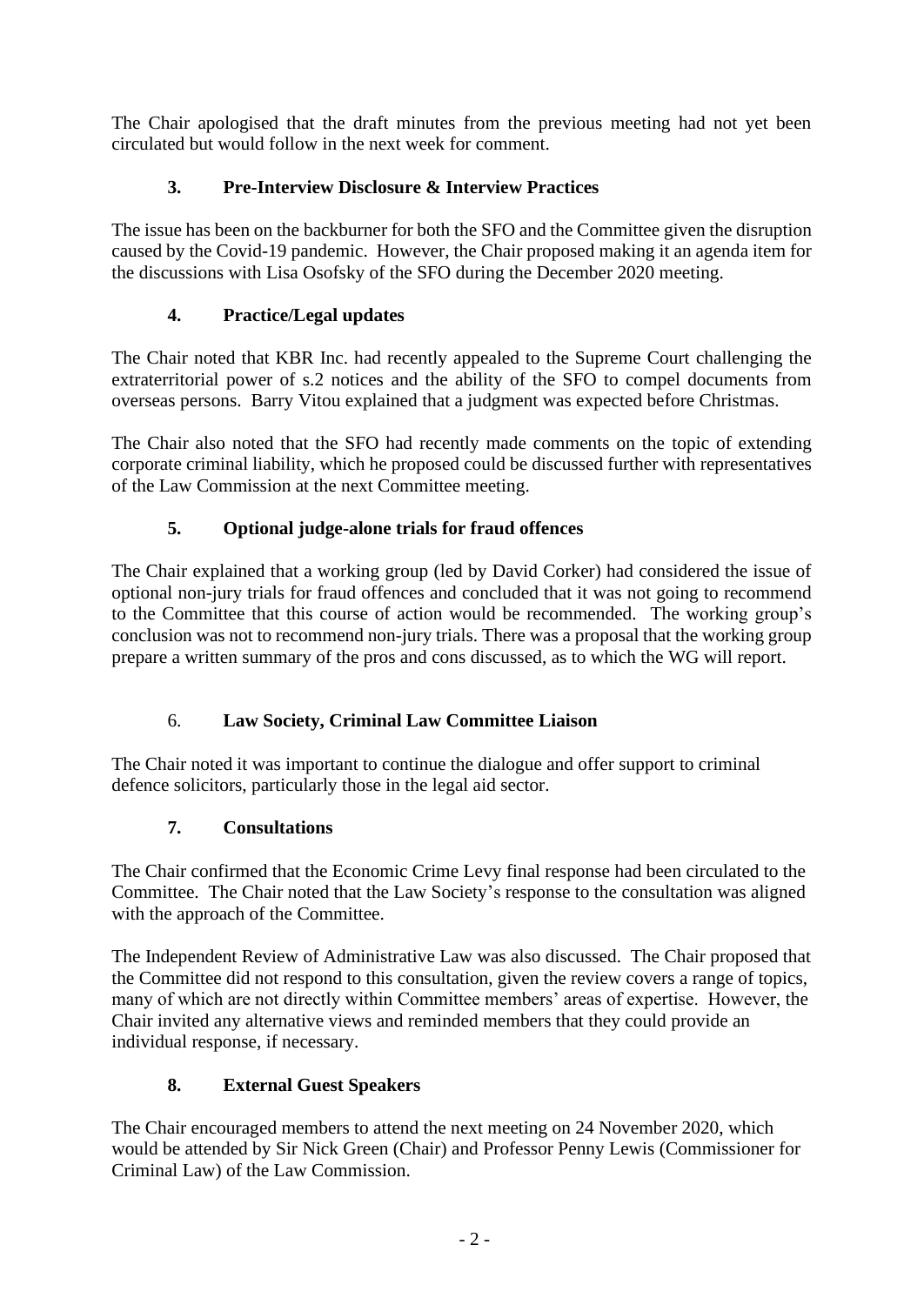The Chair apologised that the draft minutes from the previous meeting had not yet been circulated but would follow in the next week for comment.

### 3. Pre-Interview Disclosure & Interview Practices

The issue has been on the backburner for both the SFO and the Committee given the disruption caused by the Covid-19 pandemic. However, the Chair proposed making it an agenda item for the discussions with Lisa Osofsky of the SFO during the December 2020 meeting.

### 4. Practice/Legal updates

The Chair noted that KBR Inc. had recently appealed to the Supreme Court challenging the extraterritorial power of s.2 notices and the ability of the SFO to compel documents from overseas persons. Barry Vitou explained that a judgment was expected before Christmas.

The Chair also noted that the SFO had recently made comments on the topic of extending corporate criminal liability, which he proposed could be discussed further with representatives of the Law Commission at the next Committee meeting.

### 5. Optional judge-alone trials for fraud offences

The Chair explained that a working group (led by David Corker) had considered the issue of optional non-jury trials for fraud offences and concluded that it was not going to recommend to the Committee that this course of action would be recommended. The working group's conclusion was not to recommend non-jury trials. There was a proposal that the working group prepare a written summary of the pros and cons discussed, as to which the WG will report.

### 6. Law Society, Criminal Law Committee Liaison

The Chair noted it was important to continue the dialogue and offer support to criminal defence solicitors, particularly those in the legal aid sector.

### 7. Consultations

The Chair confirmed that the Economic Crime Levy final response had been circulated to the Committee. The Chair noted that the Law Society's response to the consultation was aligned with the approach of the Committee.

The Independent Review of Administrative Law was also discussed. The Chair proposed that the Committee did not respond to this consultation, given the review covers a range of topics, many of which are not directly within Committee members' areas of expertise. However, the Chair invited any alternative views and reminded members that they could provide an individual response, if necessary.

### 8. External Guest Speakers

The Chair encouraged members to attend the next meeting on 24 November 2020, which would be attended by Sir Nick Green (Chair) and Professor Penny Lewis (Commissioner for Criminal Law) of the Law Commission.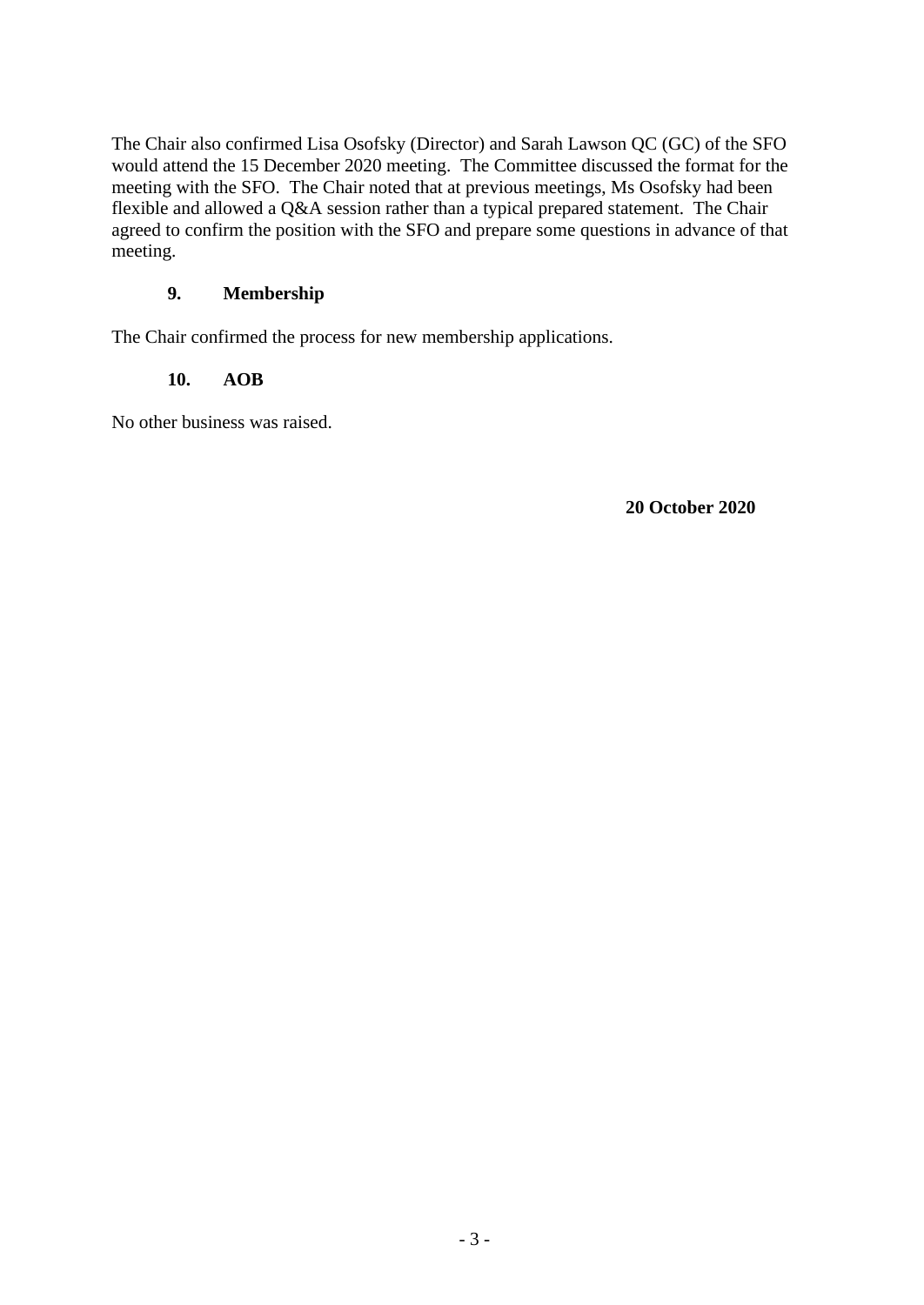The Chair also confirmed Lisa Osofsky (Director) and Sarah Lawson QC (GC) of the SFO would attend the 15 December 2020 meeting. The Committee discussed the format for the meeting with the SFO. The Chair noted that at previous meetings, Ms Osofsky had been flexible and allowed a Q&A session rather than a typical prepared statement. The Chair agreed to confirm the position with the SFO and prepare some questions in advance of that meeting.

**9. Membership**

The Chair confirmed the process for new membership applications.

**10. AOB**

No other business was raised.

**20 October 2020**